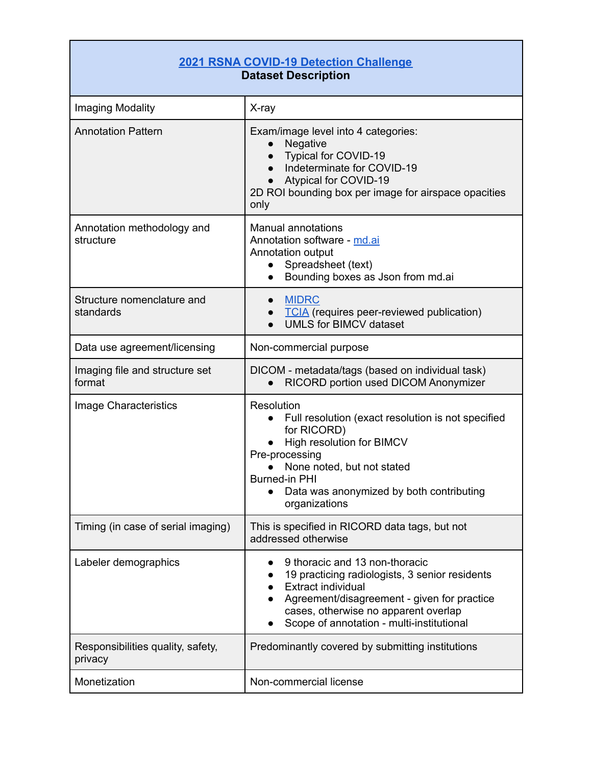| [2021 RSNA COVID-19 Detection Challenge](#) **Dataset Description** | |
|---|---|
| Imaging Modality | X-ray |
| Annotation Pattern | Exam/image level into 4 categories: <br>• Negative <br>• Typical for COVID-19 <br>• Indeterminate for COVID-19 <br>• Atypical for COVID-19 <br>2D ROI bounding box per image for airspace opacities only |
| Annotation methodology and structure | Manual annotations <br>Annotation software - [md.ai](#) <br>Annotation output <br>• Spreadsheet (text) <br>• Bounding boxes as Json from md.ai |
| Structure nomenclature and standards | • [MIDRC](#) <br>• [TCIA](#) (requires peer-reviewed publication) <br>• UMLS for BIMCV dataset |
| Data use agreement/licensing | Non-commercial purpose |
| Imaging file and structure set format | DICOM - metadata/tags (based on individual task) <br>• RICORD portion used DICOM Anonymizer |
| Image Characteristics | Resolution <br>• Full resolution (exact resolution is not specified for RICORD) <br>• High resolution for BIMCV <br>Pre-processing <br>• None noted, but not stated <br>Burned-in PHI <br>• Data was anonymized by both contributing organizations |
| Timing (in case of serial imaging) | This is specified in RICORD data tags, but not addressed otherwise |
| Labeler demographics | • 9 thoracic and 13 non-thoracic <br>• 19 practicing radiologists, 3 senior residents <br>• Extract individual <br>• Agreement/disagreement - given for practice cases, otherwise no apparent overlap <br>• Scope of annotation - multi-institutional |
| Responsibilities quality, safety, privacy | Predominantly covered by submitting institutions |
| Monetization | Non-commercial license |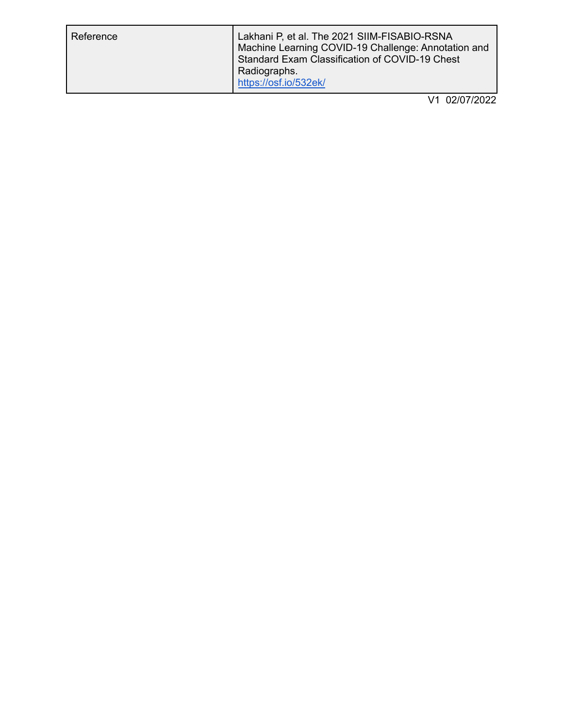| | |
|---|---|
| Reference | Lakhani P, et al. The 2021 SIIM-FISABIO-RSNA Machine Learning COVID-19 Challenge: Annotation and Standard Exam Classification of COVID-19 Chest Radiographs. [https://osf.io/532ek/](https://osf.io/532ek/) |

V1 02/07/2022